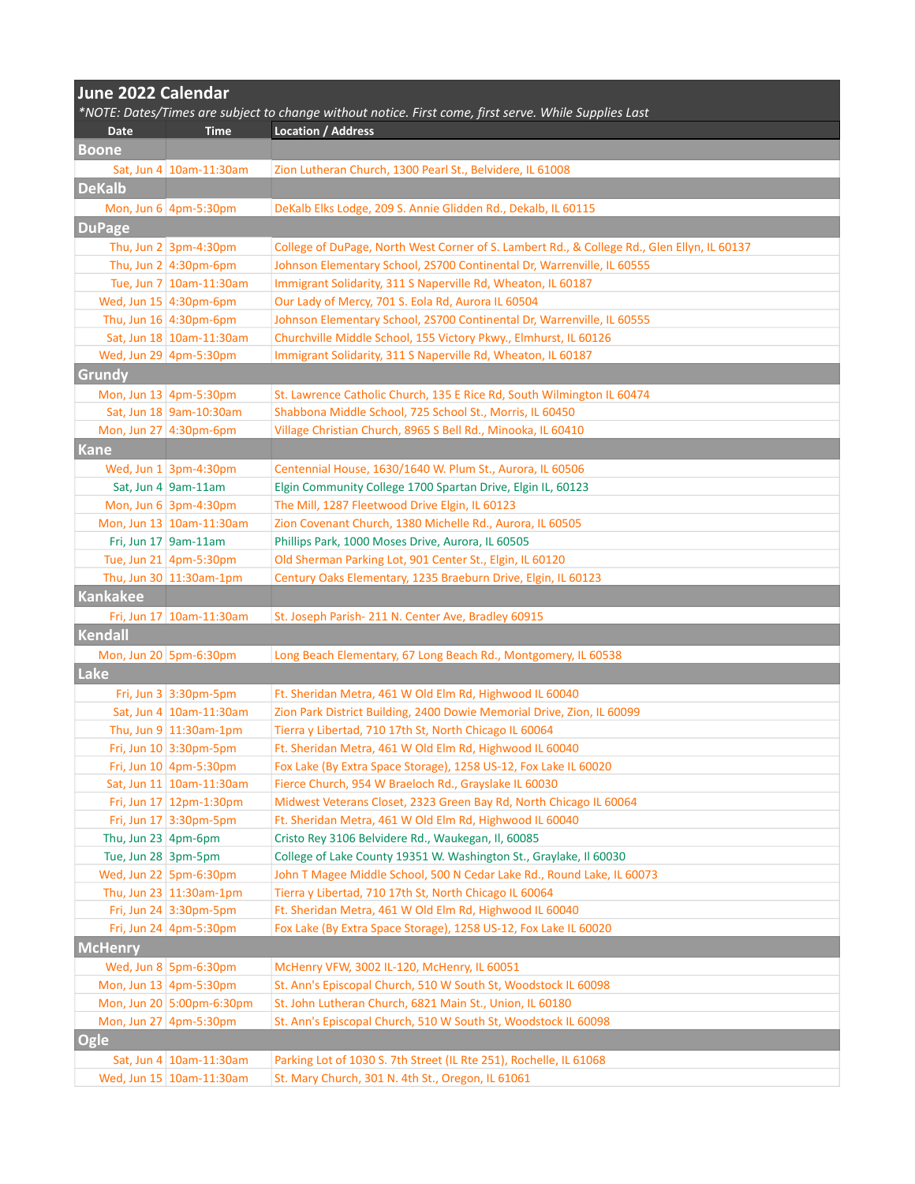## June 2022 Calendar

*\*NOTE: Dates/Times are subject to change without notice. First come, first serve. While Supplies Last*

| Date | Time | Location / Address |
|---|---|---|
| **Boone** | | |
| Sat, Jun 4 | 10am-11:30am | Zion Lutheran Church, 1300 Pearl St., Belvidere, IL 61008 |
| **DeKalb** | | |
| Mon, Jun 6 | 4pm-5:30pm | DeKalb Elks Lodge, 209 S. Annie Glidden Rd., Dekalb, IL 60115 |
| **DuPage** | | |
| Thu, Jun 2 | 3pm-4:30pm | College of DuPage, North West Corner of S. Lambert Rd., & College Rd., Glen Ellyn, IL 60137 |
| Thu, Jun 2 | 4:30pm-6pm | Johnson Elementary School, 2S700 Continental Dr, Warrenville, IL 60555 |
| Tue, Jun 7 | 10am-11:30am | Immigrant Solidarity, 311 S Naperville Rd, Wheaton, IL 60187 |
| Wed, Jun 15 | 4:30pm-6pm | Our Lady of Mercy, 701 S. Eola Rd, Aurora IL 60504 |
| Thu, Jun 16 | 4:30pm-6pm | Johnson Elementary School, 2S700 Continental Dr, Warrenville, IL 60555 |
| Sat, Jun 18 | 10am-11:30am | Churchville Middle School, 155 Victory Pkwy., Elmhurst, IL 60126 |
| Wed, Jun 29 | 4pm-5:30pm | Immigrant Solidarity, 311 S Naperville Rd, Wheaton, IL 60187 |
| **Grundy** | | |
| Mon, Jun 13 | 4pm-5:30pm | St. Lawrence Catholic Church, 135 E Rice Rd, South Wilmington IL 60474 |
| Sat, Jun 18 | 9am-10:30am | Shabbona Middle School, 725 School St., Morris, IL 60450 |
| Mon, Jun 27 | 4:30pm-6pm | Village Christian Church, 8965 S Bell Rd., Minooka, IL 60410 |
| **Kane** | | |
| Wed, Jun 1 | 3pm-4:30pm | Centennial House, 1630/1640 W. Plum St., Aurora, IL 60506 |
| Sat, Jun 4 | 9am-11am | Elgin Community College 1700 Spartan Drive, Elgin IL, 60123 |
| Mon, Jun 6 | 3pm-4:30pm | The Mill, 1287 Fleetwood Drive Elgin, IL 60123 |
| Mon, Jun 13 | 10am-11:30am | Zion Covenant Church, 1380 Michelle Rd., Aurora, IL 60505 |
| Fri, Jun 17 | 9am-11am | Phillips Park, 1000 Moses Drive, Aurora, IL 60505 |
| Tue, Jun 21 | 4pm-5:30pm | Old Sherman Parking Lot, 901 Center St., Elgin, IL 60120 |
| Thu, Jun 30 | 11:30am-1pm | Century Oaks Elementary, 1235 Braeburn Drive, Elgin, IL 60123 |
| **Kankakee** | | |
| Fri, Jun 17 | 10am-11:30am | St. Joseph Parish- 211 N. Center Ave, Bradley 60915 |
| **Kendall** | | |
| Mon, Jun 20 | 5pm-6:30pm | Long Beach Elementary, 67 Long Beach Rd., Montgomery, IL 60538 |
| **Lake** | | |
| Fri, Jun 3 | 3:30pm-5pm | Ft. Sheridan Metra, 461 W Old Elm Rd, Highwood IL 60040 |
| Sat, Jun 4 | 10am-11:30am | Zion Park District Building, 2400 Dowie Memorial Drive, Zion, IL 60099 |
| Thu, Jun 9 | 11:30am-1pm | Tierra y Libertad, 710 17th St, North Chicago IL 60064 |
| Fri, Jun 10 | 3:30pm-5pm | Ft. Sheridan Metra, 461 W Old Elm Rd, Highwood IL 60040 |
| Fri, Jun 10 | 4pm-5:30pm | Fox Lake (By Extra Space Storage), 1258 US-12, Fox Lake IL 60020 |
| Sat, Jun 11 | 10am-11:30am | Fierce Church, 954 W Braeloch Rd., Grayslake IL 60030 |
| Fri, Jun 17 | 12pm-1:30pm | Midwest Veterans Closet, 2323 Green Bay Rd, North Chicago IL 60064 |
| Fri, Jun 17 | 3:30pm-5pm | Ft. Sheridan Metra, 461 W Old Elm Rd, Highwood IL 60040 |
| Thu, Jun 23 | 4pm-6pm | Cristo Rey 3106 Belvidere Rd., Waukegan, Il, 60085 |
| Tue, Jun 28 | 3pm-5pm | College of Lake County 19351 W. Washington St., Graylake, Il 60030 |
| Wed, Jun 22 | 5pm-6:30pm | John T Magee Middle School, 500 N Cedar Lake Rd., Round Lake, IL 60073 |
| Thu, Jun 23 | 11:30am-1pm | Tierra y Libertad, 710 17th St, North Chicago IL 60064 |
| Fri, Jun 24 | 3:30pm-5pm | Ft. Sheridan Metra, 461 W Old Elm Rd, Highwood IL 60040 |
| Fri, Jun 24 | 4pm-5:30pm | Fox Lake (By Extra Space Storage), 1258 US-12, Fox Lake IL 60020 |
| **McHenry** | | |
| Wed, Jun 8 | 5pm-6:30pm | McHenry VFW, 3002 IL-120, McHenry, IL 60051 |
| Mon, Jun 13 | 4pm-5:30pm | St. Ann's Episcopal Church, 510 W South St, Woodstock IL 60098 |
| Mon, Jun 20 | 5:00pm-6:30pm | St. John Lutheran Church, 6821 Main St., Union, IL 60180 |
| Mon, Jun 27 | 4pm-5:30pm | St. Ann's Episcopal Church, 510 W South St, Woodstock IL 60098 |
| **Ogle** | | |
| Sat, Jun 4 | 10am-11:30am | Parking Lot of 1030 S. 7th Street (IL Rte 251), Rochelle, IL 61068 |
| Wed, Jun 15 | 10am-11:30am | St. Mary Church, 301 N. 4th St., Oregon, IL 61061 |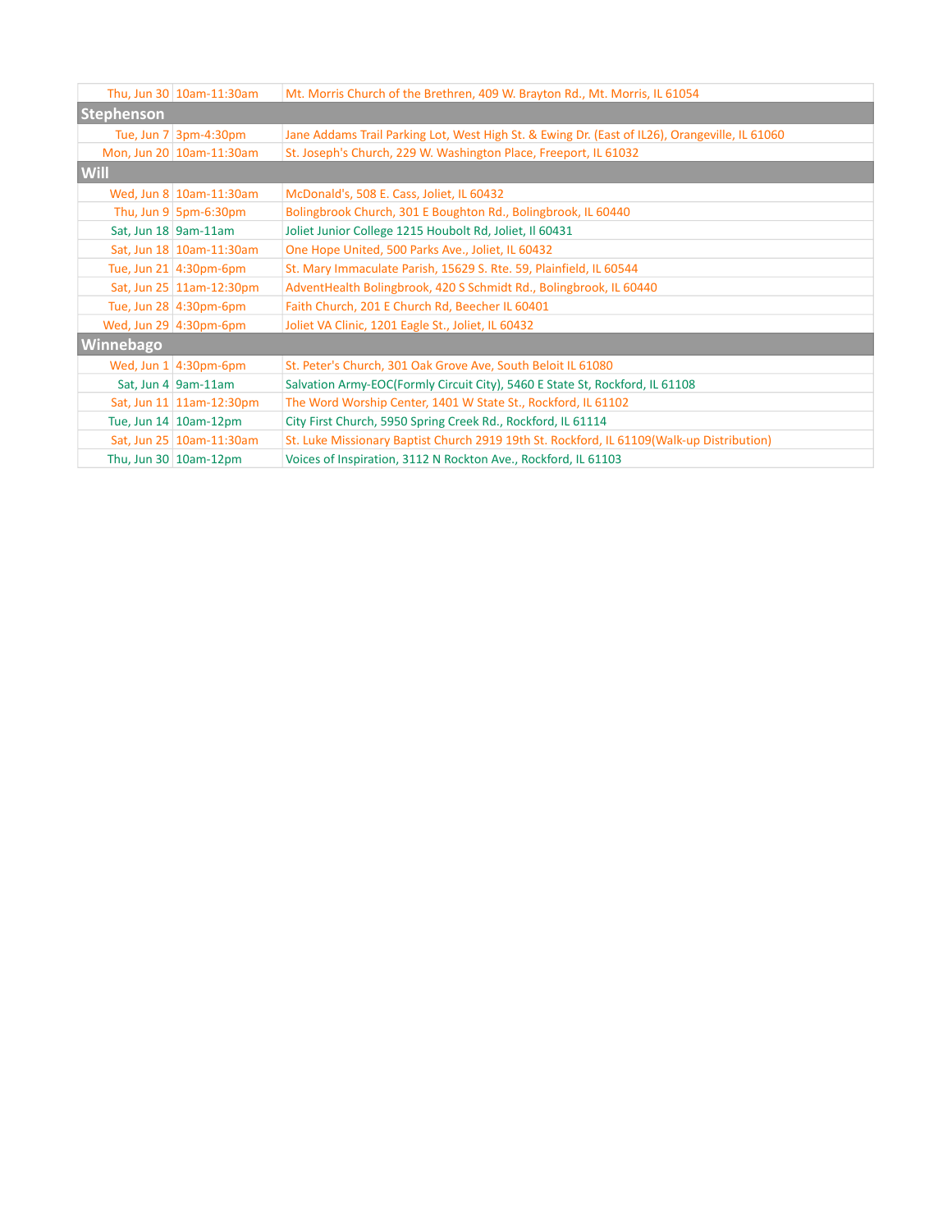| | | |
|---|---|---|
| Thu, Jun 30 | 10am-11:30am | Mt. Morris Church of the Brethren, 409 W. Brayton Rd., Mt. Morris, IL 61054 |
| **Stephenson** | | |
| Tue, Jun 7 | 3pm-4:30pm | Jane Addams Trail Parking Lot, West High St. & Ewing Dr. (East of IL26), Orangeville, IL 61060 |
| Mon, Jun 20 | 10am-11:30am | St. Joseph's Church, 229 W. Washington Place, Freeport, IL 61032 |
| **Will** | | |
| Wed, Jun 8 | 10am-11:30am | McDonald's, 508 E. Cass, Joliet, IL 60432 |
| Thu, Jun 9 | 5pm-6:30pm | Bolingbrook Church, 301 E Boughton Rd., Bolingbrook, IL 60440 |
| Sat, Jun 18 | 9am-11am | Joliet Junior College 1215 Houbolt Rd, Joliet, Il 60431 |
| Sat, Jun 18 | 10am-11:30am | One Hope United, 500 Parks Ave., Joliet, IL 60432 |
| Tue, Jun 21 | 4:30pm-6pm | St. Mary Immaculate Parish, 15629 S. Rte. 59, Plainfield, IL 60544 |
| Sat, Jun 25 | 11am-12:30pm | AdventHealth Bolingbrook, 420 S Schmidt Rd., Bolingbrook, IL 60440 |
| Tue, Jun 28 | 4:30pm-6pm | Faith Church, 201 E Church Rd, Beecher IL 60401 |
| Wed, Jun 29 | 4:30pm-6pm | Joliet VA Clinic, 1201 Eagle St., Joliet, IL 60432 |
| **Winnebago** | | |
| Wed, Jun 1 | 4:30pm-6pm | St. Peter's Church, 301 Oak Grove Ave, South Beloit IL 61080 |
| Sat, Jun 4 | 9am-11am | Salvation Army-EOC(Formly Circuit City), 5460 E State St, Rockford, IL 61108 |
| Sat, Jun 11 | 11am-12:30pm | The Word Worship Center, 1401 W State St., Rockford, IL 61102 |
| Tue, Jun 14 | 10am-12pm | City First Church, 5950 Spring Creek Rd., Rockford, IL 61114 |
| Sat, Jun 25 | 10am-11:30am | St. Luke Missionary Baptist Church 2919 19th St. Rockford, IL 61109(Walk-up Distribution) |
| Thu, Jun 30 | 10am-12pm | Voices of Inspiration, 3112 N Rockton Ave., Rockford, IL 61103 |